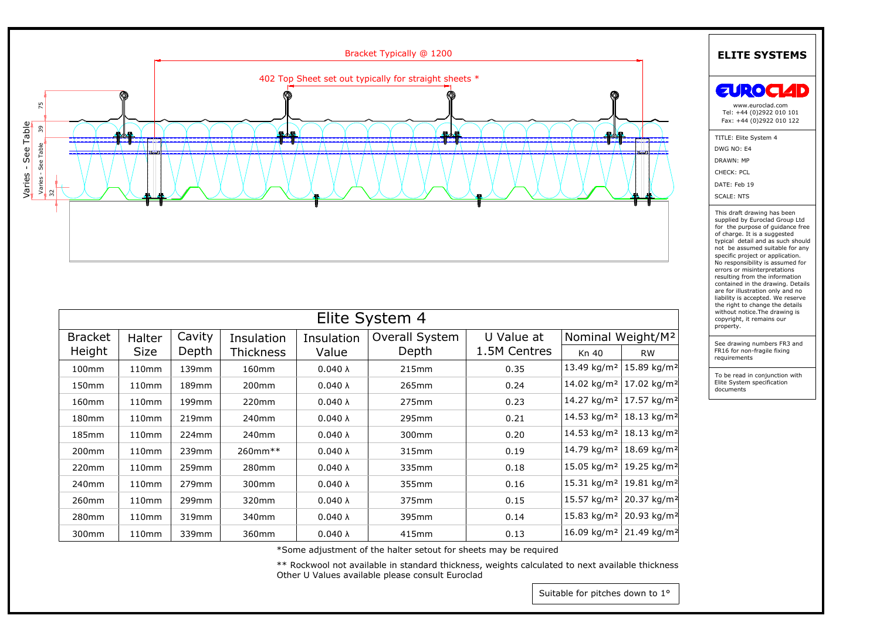Bracket Typically @ 1200

402 Top Sheet set out typically for straight sheets *

75

39

32

Varies - See Table

Varies - See Table

# ELITE SYSTEMS

EUROCLAD

www.euroclad.com
Tel: +44 (0)2922 010 101
Fax: +44 (0)2922 010 122

TITLE: Elite System 4

DWG NO: E4

DRAWN: MP

CHECK: PCL

DATE: Feb 19

SCALE: NTS

This draft drawing has been supplied by Euroclad Group Ltd for the purpose of guidance free of charge. It is a suggested typical detail and as such should not be assumed suitable for any specific project or application. No responsibility is assumed for errors or misinterpretations resulting from the information contained in the drawing. Details are for illustration only and no liability is accepted. We reserve the right to change the details without notice.The drawing is copyright, it remains our property.

See drawing numbers FR3 and FR16 for non-fragile fixing requirements

To be read in conjunction with Elite System specification documents

## Elite System 4

| Bracket Height | Halter Size | Cavity Depth | Insulation Thickness | Insulation Value | Overall System Depth | U Value at 1.5M Centres | Nominal Weight/M² | |
|---|---|---|---|---|---|---|---|---|
| | | | | | | | Kn 40 | RW |
| 100mm | 110mm | 139mm | 160mm | 0.040 λ | 215mm | 0.35 | 13.49 kg/m² | 15.89 kg/m² |
| 150mm | 110mm | 189mm | 200mm | 0.040 λ | 265mm | 0.24 | 14.02 kg/m² | 17.02 kg/m² |
| 160mm | 110mm | 199mm | 220mm | 0.040 λ | 275mm | 0.23 | 14.27 kg/m² | 17.57 kg/m² |
| 180mm | 110mm | 219mm | 240mm | 0.040 λ | 295mm | 0.21 | 14.53 kg/m² | 18.13 kg/m² |
| 185mm | 110mm | 224mm | 240mm | 0.040 λ | 300mm | 0.20 | 14.53 kg/m² | 18.13 kg/m² |
| 200mm | 110mm | 239mm | 260mm** | 0.040 λ | 315mm | 0.19 | 14.79 kg/m² | 18.69 kg/m² |
| 220mm | 110mm | 259mm | 280mm | 0.040 λ | 335mm | 0.18 | 15.05 kg/m² | 19.25 kg/m² |
| 240mm | 110mm | 279mm | 300mm | 0.040 λ | 355mm | 0.16 | 15.31 kg/m² | 19.81 kg/m² |
| 260mm | 110mm | 299mm | 320mm | 0.040 λ | 375mm | 0.15 | 15.57 kg/m² | 20.37 kg/m² |
| 280mm | 110mm | 319mm | 340mm | 0.040 λ | 395mm | 0.14 | 15.83 kg/m² | 20.93 kg/m² |
| 300mm | 110mm | 339mm | 360mm | 0.040 λ | 415mm | 0.13 | 16.09 kg/m² | 21.49 kg/m² |

*Some adjustment of the halter setout for sheets may be required

** Rockwool not available in standard thickness, weights calculated to next available thickness
Other U Values available please consult Euroclad

Suitable for pitches down to 1°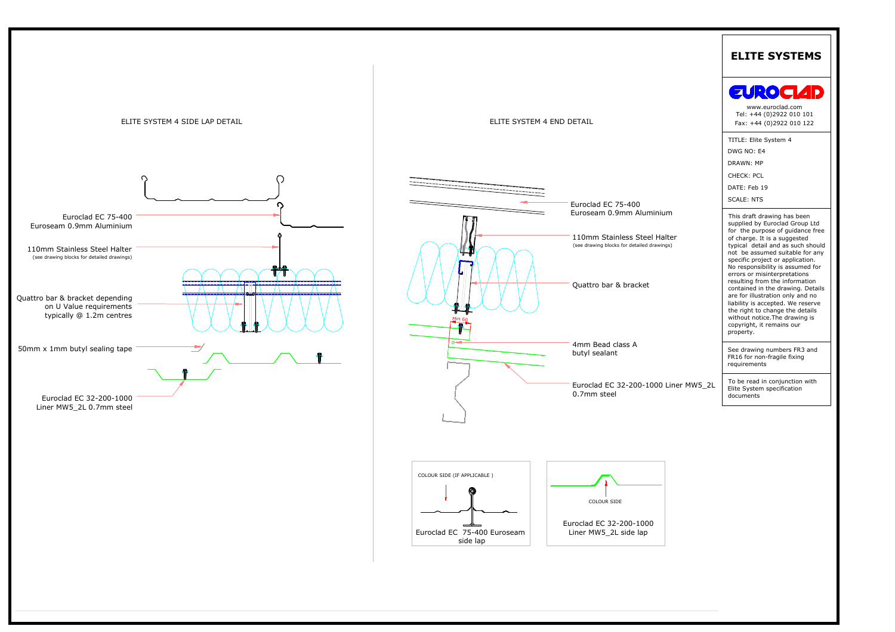## ELITE SYSTEM 4 SIDE LAP DETAIL

Euroclad EC 75-400
Euroseam 0.9mm Aluminium

110mm Stainless Steel Halter
(see drawing blocks for detailed drawings)

Quattro bar & bracket depending
on U Value requirements
typically @ 1.2m centres

50mm x 1mm butyl sealing tape

Euroclad EC 32-200-1000
Liner MW5_2L 0.7mm steel

## ELITE SYSTEM 4 END DETAIL

Euroclad EC 75-400
Euroseam 0.9mm Aluminium

110mm Stainless Steel Halter
(see drawing blocks for detailed drawings)

Quattro bar & bracket

Min 60

4mm Bead class A
butyl sealant

Euroclad EC 32-200-1000 Liner MW5_2L
0.7mm steel

COLOUR SIDE (IF APPLICABLE )

Euroclad EC 75-400 Euroseam
side lap

COLOUR SIDE

Euroclad EC 32-200-1000
Liner MW5_2L side lap

# ELITE SYSTEMS

EUROCLAD

www.euroclad.com
Tel: +44 (0)2922 010 101
Fax: +44 (0)2922 010 122

TITLE: Elite System 4
DWG NO: E4
DRAWN: MP
CHECK: PCL
DATE: Feb 19
SCALE: NTS

This draft drawing has been supplied by Euroclad Group Ltd for the purpose of guidance free of charge. It is a suggested typical detail and as such should not be assumed suitable for any specific project or application. No responsibility is assumed for errors or misinterpretations resulting from the information contained in the drawing. Details are for illustration only and no liability is accepted. We reserve the right to change the details without notice.The drawing is copyright, it remains our property.

See drawing numbers FR3 and FR16 for non-fragile fixing requirements

To be read in conjunction with Elite System specification documents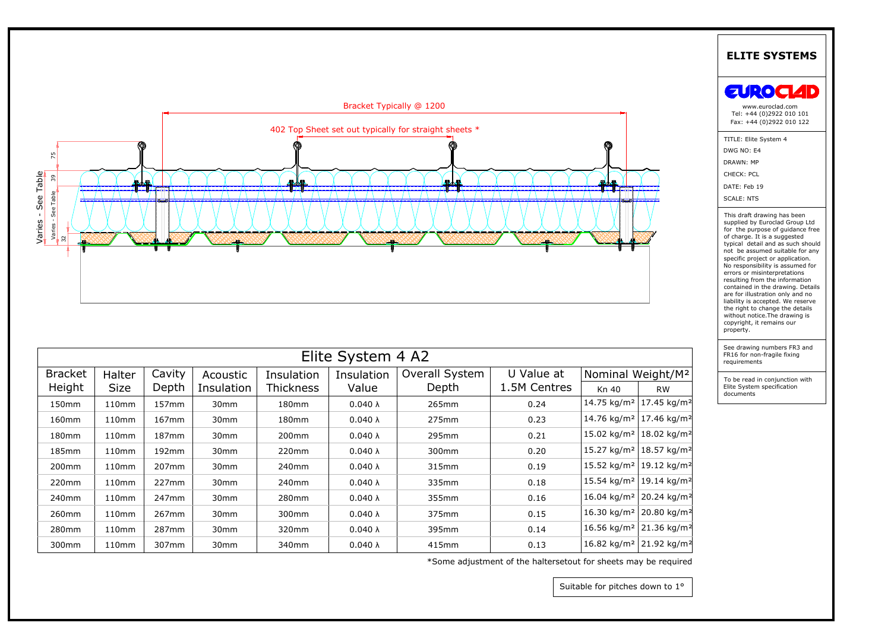# ELITE SYSTEMS

EUROCLAD

www.euroclad.com
Tel: +44 (0)2922 010 101
Fax: +44 (0)2922 010 122

TITLE: Elite System 4
DWG NO: E4
DRAWN: MP
CHECK: PCL
DATE: Feb 19
SCALE: NTS

This draft drawing has been supplied by Euroclad Group Ltd for the purpose of guidance free of charge. It is a suggested typical detail and as such should not be assumed suitable for any specific project or application. No responsibility is assumed for errors or misinterpretations resulting from the information contained in the drawing. Details are for illustration only and no liability is accepted. We reserve the right to change the details without notice.The drawing is copyright, it remains our property.

See drawing numbers FR3 and FR16 for non-fragile fixing requirements

To be read in conjunction with Elite System specification documents

Bracket Typically @ 1200

402 Top Sheet set out typically for straight sheets *

75

39

32

Varies - See Table

Varies - See Table

## Elite System 4 A2

| Bracket Height | Halter Size | Cavity Depth | Acoustic Insulation | Insulation Thickness | Insulation Value | Overall System Depth | U Value at 1.5M Centres | Nominal Weight/M² | |
|---|---|---|---|---|---|---|---|---|---|
| | | | | | | | | Kn 40 | RW |
| 150mm | 110mm | 157mm | 30mm | 180mm | 0.040 λ | 265mm | 0.24 | 14.75 kg/m² | 17.45 kg/m² |
| 160mm | 110mm | 167mm | 30mm | 180mm | 0.040 λ | 275mm | 0.23 | 14.76 kg/m² | 17.46 kg/m² |
| 180mm | 110mm | 187mm | 30mm | 200mm | 0.040 λ | 295mm | 0.21 | 15.02 kg/m² | 18.02 kg/m² |
| 185mm | 110mm | 192mm | 30mm | 220mm | 0.040 λ | 300mm | 0.20 | 15.27 kg/m² | 18.57 kg/m² |
| 200mm | 110mm | 207mm | 30mm | 240mm | 0.040 λ | 315mm | 0.19 | 15.52 kg/m² | 19.12 kg/m² |
| 220mm | 110mm | 227mm | 30mm | 240mm | 0.040 λ | 335mm | 0.18 | 15.54 kg/m² | 19.14 kg/m² |
| 240mm | 110mm | 247mm | 30mm | 280mm | 0.040 λ | 355mm | 0.16 | 16.04 kg/m² | 20.24 kg/m² |
| 260mm | 110mm | 267mm | 30mm | 300mm | 0.040 λ | 375mm | 0.15 | 16.30 kg/m² | 20.80 kg/m² |
| 280mm | 110mm | 287mm | 30mm | 320mm | 0.040 λ | 395mm | 0.14 | 16.56 kg/m² | 21.36 kg/m² |
| 300mm | 110mm | 307mm | 30mm | 340mm | 0.040 λ | 415mm | 0.13 | 16.82 kg/m² | 21.92 kg/m² |

*Some adjustment of the haltersetout for sheets may be required

Suitable for pitches down to 1°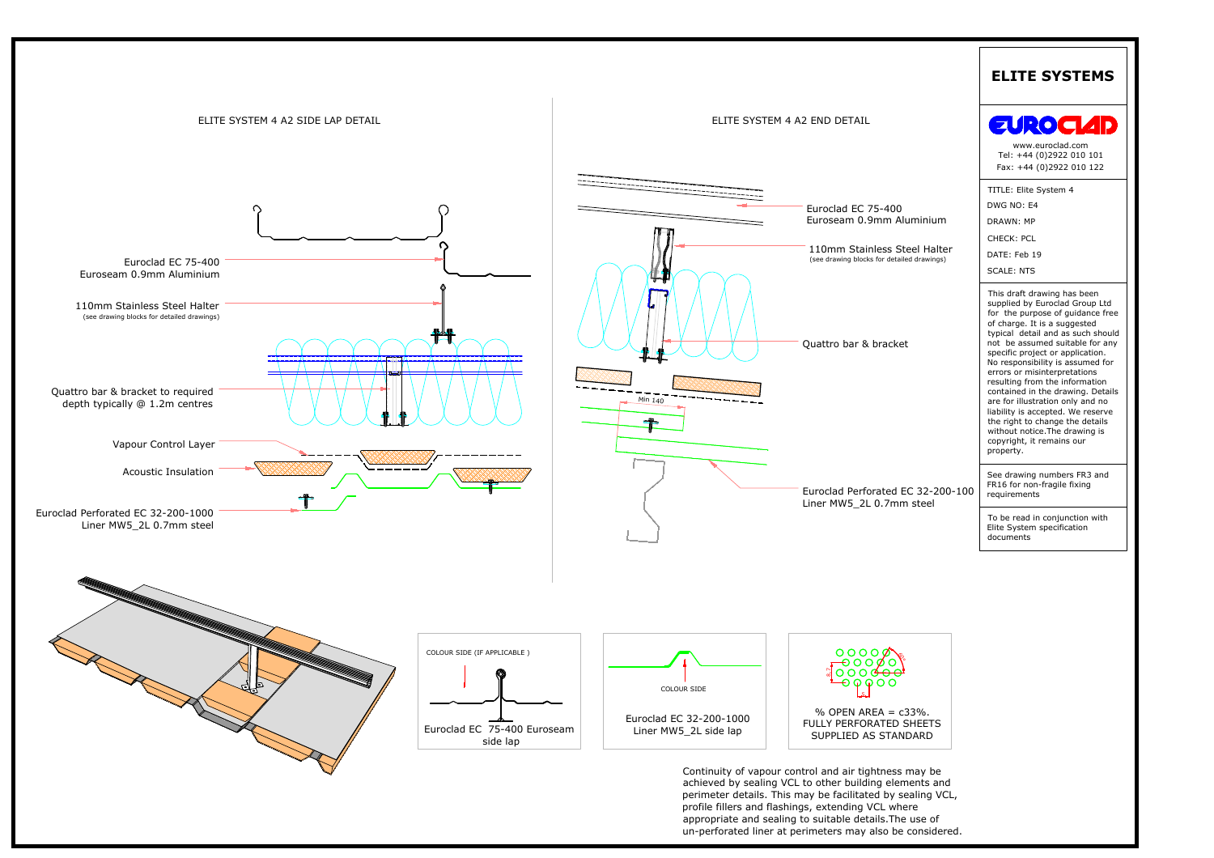## ELITE SYSTEM 4 A2 SIDE LAP DETAIL

Euroclad EC 75-400
Euroseam 0.9mm Aluminium

110mm Stainless Steel Halter
(see drawing blocks for detailed drawings)

Quattro bar & bracket to required depth typically @ 1.2m centres

Vapour Control Layer

Acoustic Insulation

Euroclad Perforated EC 32-200-1000
Liner MW5_2L 0.7mm steel

## ELITE SYSTEM 4 A2 END DETAIL

Euroclad EC 75-400
Euroseam 0.9mm Aluminium

110mm Stainless Steel Halter
(see drawing blocks for detailed drawings)

Quattro bar & bracket

Min 140

Euroclad Perforated EC 32-200-100
Liner MW5_2L 0.7mm steel

COLOUR SIDE (IF APPLICABLE )

Euroclad EC 75-400 Euroseam side lap

COLOUR SIDE

Euroclad EC 32-200-1000
Liner MW5_2L side lap

% OPEN AREA = c33%.
FULLY PERFORATED SHEETS
SUPPLIED AS STANDARD

Continuity of vapour control and air tightness may be achieved by sealing VCL to other building elements and perimeter details. This may be facilitated by sealing VCL, profile fillers and flashings, extending VCL where appropriate and sealing to suitable details.The use of un-perforated liner at perimeters may also be considered.

# ELITE SYSTEMS

EUROCLAD

www.euroclad.com
Tel: +44 (0)2922 010 101
Fax: +44 (0)2922 010 122

TITLE: Elite System 4
DWG NO: E4
DRAWN: MP
CHECK: PCL
DATE: Feb 19
SCALE: NTS

This draft drawing has been supplied by Euroclad Group Ltd for the purpose of guidance free of charge. It is a suggested typical detail and as such should not be assumed suitable for any specific project or application. No responsibility is assumed for errors or misinterpretations resulting from the information contained in the drawing. Details are for illustration only and no liability is accepted. We reserve the right to change the details without notice.The drawing is copyright, it remains our property.

See drawing numbers FR3 and FR16 for non-fragile fixing requirements

To be read in conjunction with Elite System specification documents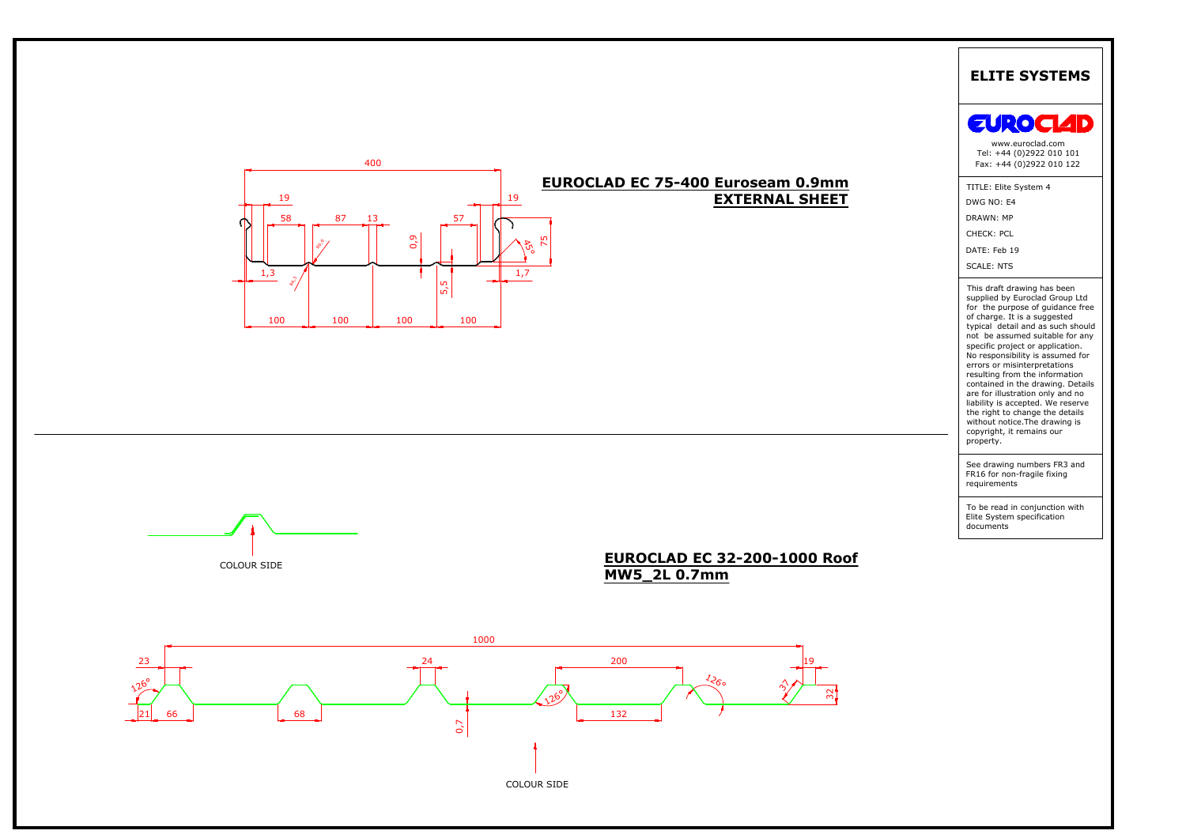## EUROCLAD EC 75-400 Euroseam 0.9mm EXTERNAL SHEET

400

19

19

58

87

13

57

0,9

45°

75

1,3

1,7

5,5

100

100

100

100

COLOUR SIDE

## EUROCLAD EC 32-200-1000 Roof MW5_2L 0.7mm

1000

23

24

200

19

126°

126°

126°

37

32

21

66

68

132

0,7

COLOUR SIDE

## ELITE SYSTEMS

EUROCLAD

www.euroclad.com
Tel: +44 (0)2922 010 101
Fax: +44 (0)2922 010 122

TITLE: Elite System 4

DWG NO: E4

DRAWN: MP

CHECK: PCL

DATE: Feb 19

SCALE: NTS

This draft drawing has been supplied by Euroclad Group Ltd for the purpose of guidance free of charge. It is a suggested typical detail and as such should not be assumed suitable for any specific project or application. No responsibility is assumed for errors or misinterpretations resulting from the information contained in the drawing. Details are for illustration only and no liability is accepted. We reserve the right to change the details without notice.The drawing is copyright, it remains our property.

See drawing numbers FR3 and FR16 for non-fragile fixing requirements

To be read in conjunction with Elite System specification documents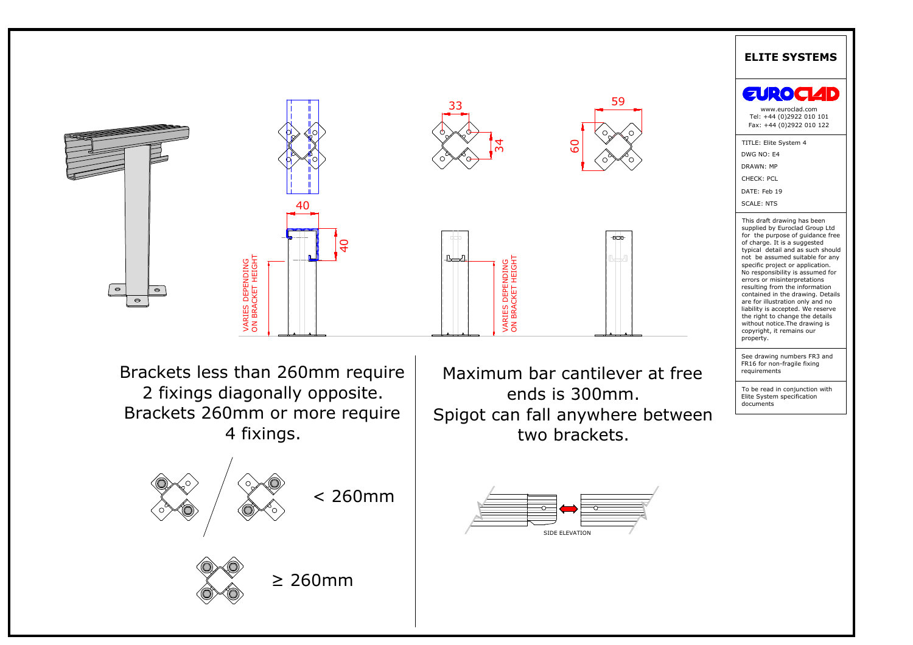Brackets less than 260mm require 2 fixings diagonally opposite. Brackets 260mm or more require 4 fixings.

< 260mm

≥ 260mm

Maximum bar cantilever at free ends is 300mm. Spigot can fall anywhere between two brackets.

SIDE ELEVATION

40

40

33

34

59

60

VARIES DEPENDING ON BRACKET HEIGHT

VARIES DEPENDING ON BRACKET HEIGHT

## ELITE SYSTEMS

EUROCLAD

www.euroclad.com
Tel: +44 (0)2922 010 101
Fax: +44 (0)2922 010 122

TITLE: Elite System 4
DWG NO: E4
DRAWN: MP
CHECK: PCL
DATE: Feb 19
SCALE: NTS

This draft drawing has been supplied by Euroclad Group Ltd for the purpose of guidance free of charge. It is a suggested typical detail and as such should not be assumed suitable for any specific project or application. No responsibility is assumed for errors or misinterpretations resulting from the information contained in the drawing. Details are for illustration only and no liability is accepted. We reserve the right to change the details without notice.The drawing is copyright, it remains our property.

See drawing numbers FR3 and FR16 for non-fragile fixing requirements

To be read in conjunction with Elite System specification documents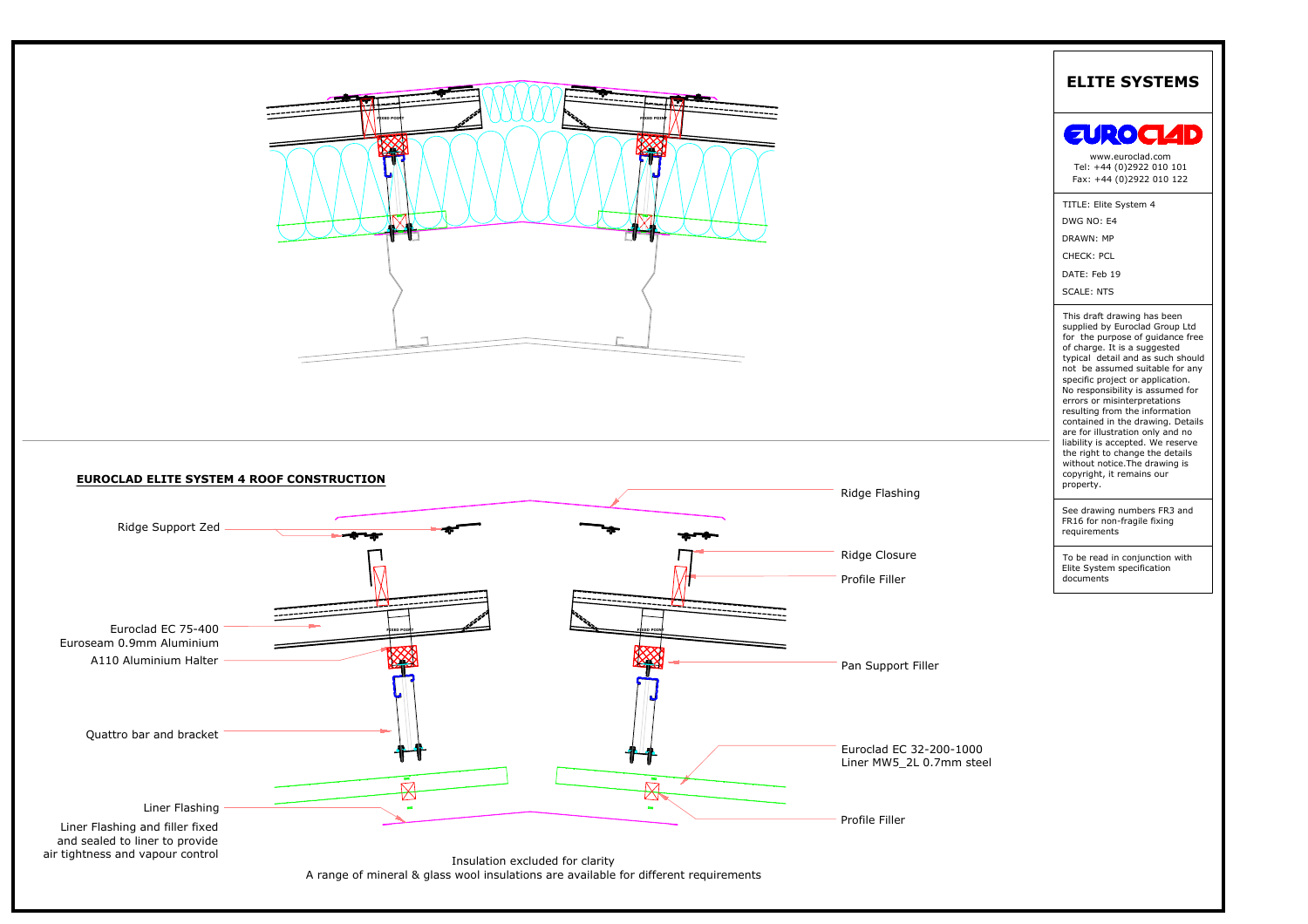## EUROCLAD ELITE SYSTEM 4 ROOF CONSTRUCTION

FIXED POINT

FIXED POINT

Ridge Support Zed

Euroclad EC 75-400
Euroseam 0.9mm Aluminium

A110 Aluminium Halter

Quattro bar and bracket

Liner Flashing

Liner Flashing and filler fixed and sealed to liner to provide air tightness and vapour control

Ridge Flashing

Ridge Closure

Profile Filler

Pan Support Filler

Euroclad EC 32-200-1000
Liner MW5_2L 0.7mm steel

Profile Filler

Insulation excluded for clarity
A range of mineral & glass wool insulations are available for different requirements

# ELITE SYSTEMS

EUROCLAD

www.euroclad.com
Tel: +44 (0)2922 010 101
Fax: +44 (0)2922 010 122

TITLE: Elite System 4
DWG NO: E4
DRAWN: MP
CHECK: PCL
DATE: Feb 19
SCALE: NTS

This draft drawing has been supplied by Euroclad Group Ltd for the purpose of guidance free of charge. It is a suggested typical detail and as such should not be assumed suitable for any specific project or application. No responsibility is assumed for errors or misinterpretations resulting from the information contained in the drawing. Details are for illustration only and no liability is accepted. We reserve the right to change the details without notice.The drawing is copyright, it remains our property.

See drawing numbers FR3 and FR16 for non-fragile fixing requirements

To be read in conjunction with Elite System specification documents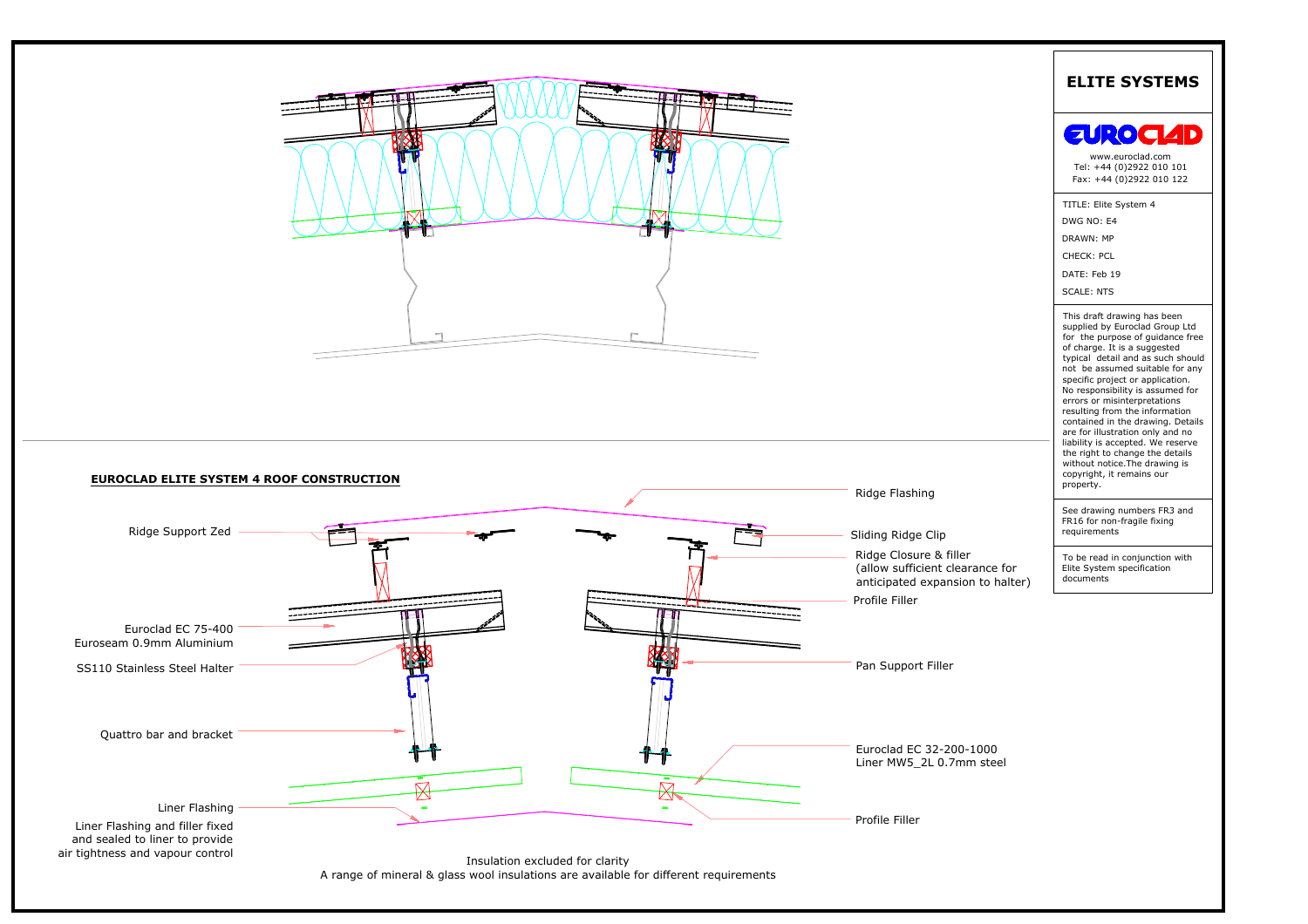## EUROCLAD ELITE SYSTEM 4 ROOF CONSTRUCTION

Ridge Support Zed

Euroclad EC 75-400
Euroseam 0.9mm Aluminium

SS110 Stainless Steel Halter

Quattro bar and bracket

Liner Flashing

Liner Flashing and filler fixed and sealed to liner to provide air tightness and vapour control

Ridge Flashing

Sliding Ridge Clip

Ridge Closure & filler (allow sufficient clearance for anticipated expansion to halter)

Profile Filler

Pan Support Filler

Euroclad EC 32-200-1000
Liner MW5_2L 0.7mm steel

Profile Filler

Insulation excluded for clarity
A range of mineral & glass wool insulations are available for different requirements

**ELITE SYSTEMS**

EUROCLAD

www.euroclad.com
Tel: +44 (0)2922 010 101
Fax: +44 (0)2922 010 122

TITLE: Elite System 4
DWG NO: E4
DRAWN: MP
CHECK: PCL
DATE: Feb 19
SCALE: NTS

This draft drawing has been supplied by Euroclad Group Ltd for the purpose of guidance free of charge. It is a suggested typical detail and as such should not be assumed suitable for any specific project or application. No responsibility is assumed for errors or misinterpretations resulting from the information contained in the drawing. Details are for illustration only and no liability is accepted. We reserve the right to change the details without notice.The drawing is copyright, it remains our property.

See drawing numbers FR3 and FR16 for non-fragile fixing requirements

To be read in conjunction with Elite System specification documents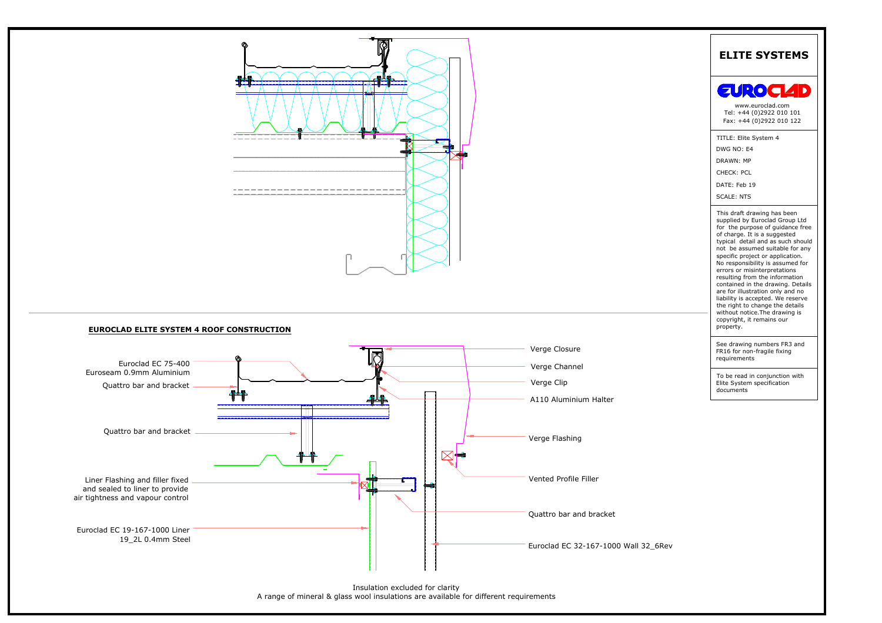**EUROCLAD ELITE SYSTEM 4 ROOF CONSTRUCTION**

Euroclad EC 75-400
Euroseam 0.9mm Aluminium

Quattro bar and bracket

Quattro bar and bracket

Liner Flashing and filler fixed and sealed to liner to provide air tightness and vapour control

Euroclad EC 19-167-1000 Liner
19_2L 0.4mm Steel

Verge Closure

Verge Channel

Verge Clip

A110 Aluminium Halter

Verge Flashing

Vented Profile Filler

Quattro bar and bracket

Euroclad EC 32-167-1000 Wall 32_6Rev

Insulation excluded for clarity
A range of mineral & glass wool insulations are available for different requirements

## ELITE SYSTEMS

EUROCLAD

www.euroclad.com
Tel: +44 (0)2922 010 101
Fax: +44 (0)2922 010 122

TITLE: Elite System 4
DWG NO: E4
DRAWN: MP
CHECK: PCL
DATE: Feb 19
SCALE: NTS

This draft drawing has been supplied by Euroclad Group Ltd for the purpose of guidance free of charge. It is a suggested typical detail and as such should not be assumed suitable for any specific project or application. No responsibility is assumed for errors or misinterpretations resulting from the information contained in the drawing. Details are for illustration only and no liability is accepted. We reserve the right to change the details without notice.The drawing is copyright, it remains our property.

See drawing numbers FR3 and FR16 for non-fragile fixing requirements

To be read in conjunction with Elite System specification documents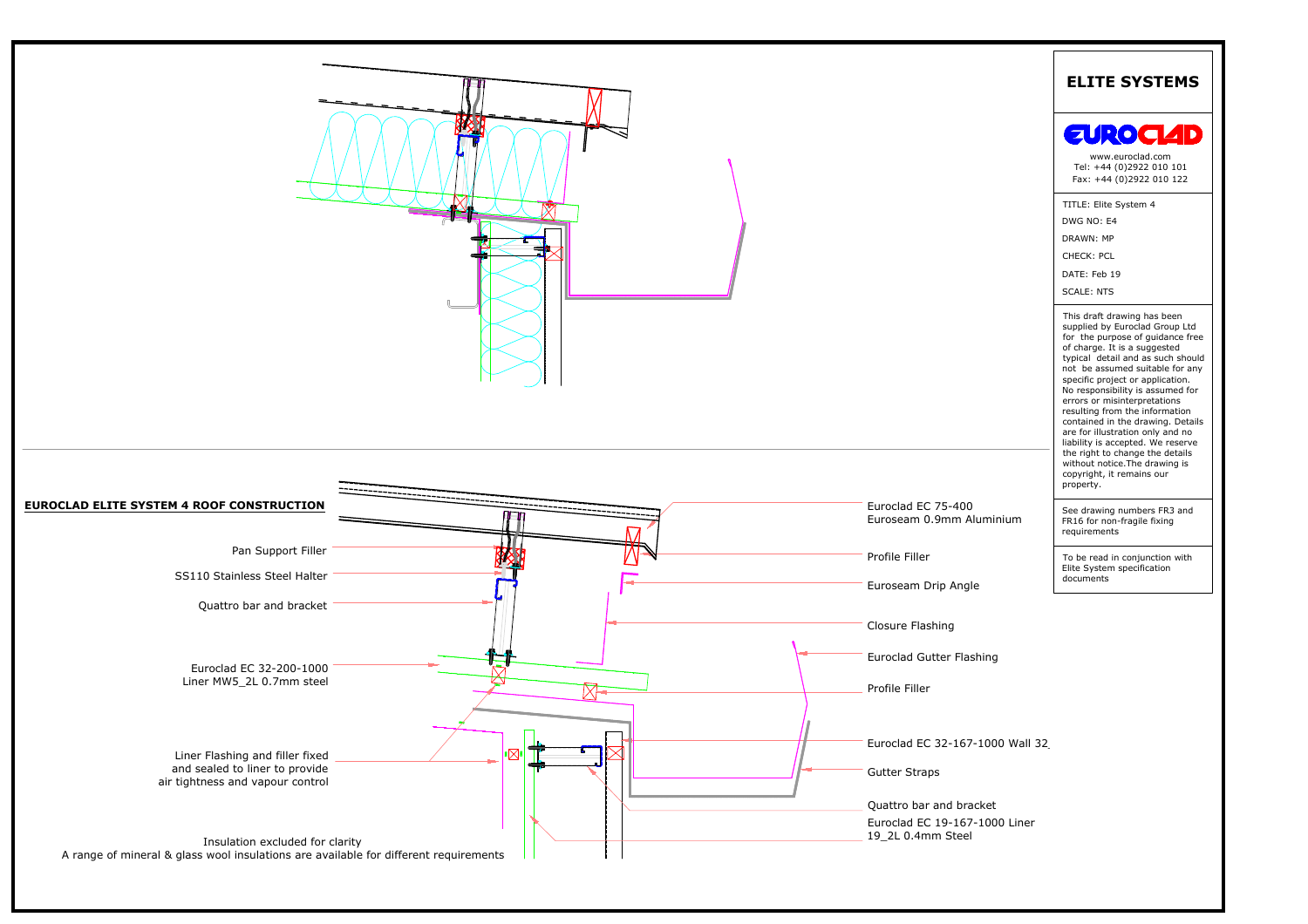# ELITE SYSTEMS

EUROCLAD

www.euroclad.com
Tel: +44 (0)2922 010 101
Fax: +44 (0)2922 010 122

TITLE: Elite System 4
DWG NO: E4
DRAWN: MP
CHECK: PCL
DATE: Feb 19
SCALE: NTS

This draft drawing has been supplied by Euroclad Group Ltd for the purpose of guidance free of charge. It is a suggested typical detail and as such should not be assumed suitable for any specific project or application. No responsibility is assumed for errors or misinterpretations resulting from the information contained in the drawing. Details are for illustration only and no liability is accepted. We reserve the right to change the details without notice.The drawing is copyright, it remains our property.

See drawing numbers FR3 and FR16 for non-fragile fixing requirements

To be read in conjunction with Elite System specification documents

## EUROCLAD ELITE SYSTEM 4 ROOF CONSTRUCTION

Pan Support Filler

SS110 Stainless Steel Halter

Quattro bar and bracket

Euroclad EC 32-200-1000
Liner MW5_2L 0.7mm steel

Liner Flashing and filler fixed and sealed to liner to provide air tightness and vapour control

Insulation excluded for clarity
A range of mineral & glass wool insulations are available for different requirements

Euroclad EC 75-400
Euroseam 0.9mm Aluminium

Profile Filler

Euroseam Drip Angle

Closure Flashing

Euroclad Gutter Flashing

Profile Filler

Euroclad EC 32-167-1000 Wall 32_

Gutter Straps

Quattro bar and bracket

Euroclad EC 19-167-1000 Liner
19_2L 0.4mm Steel